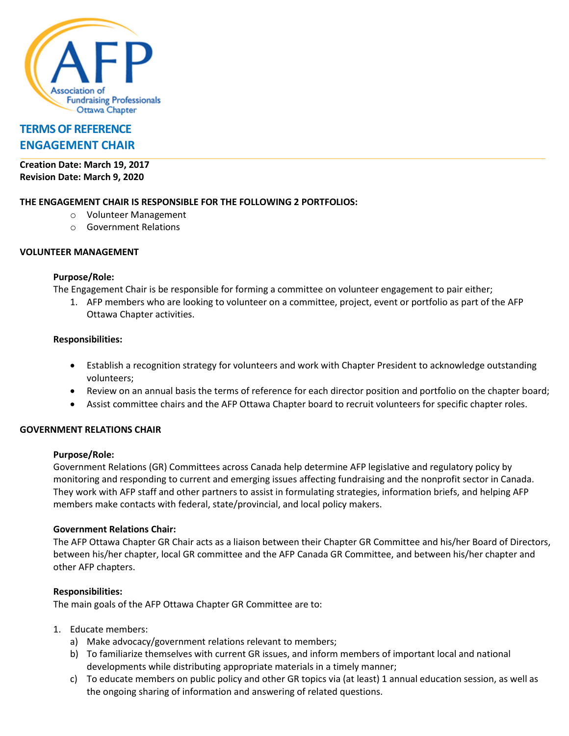# TERMS OF REFERENCE
# ENGAGEMENT CHAIR

**Creation Date: March 19, 2017**
**Revision Date: March 9, 2020**

**THE ENGAGEMENT CHAIR IS RESPONSIBLE FOR THE FOLLOWING 2 PORTFOLIOS:**

- Volunteer Management
- Government Relations

## VOLUNTEER MANAGEMENT

### Purpose/Role:

The Engagement Chair is be responsible for forming a committee on volunteer engagement to pair either;

1. AFP members who are looking to volunteer on a committee, project, event or portfolio as part of the AFP Ottawa Chapter activities.

### Responsibilities:

- Establish a recognition strategy for volunteers and work with Chapter President to acknowledge outstanding volunteers;
- Review on an annual basis the terms of reference for each director position and portfolio on the chapter board;
- Assist committee chairs and the AFP Ottawa Chapter board to recruit volunteers for specific chapter roles.

## GOVERNMENT RELATIONS CHAIR

### Purpose/Role:

Government Relations (GR) Committees across Canada help determine AFP legislative and regulatory policy by monitoring and responding to current and emerging issues affecting fundraising and the nonprofit sector in Canada. They work with AFP staff and other partners to assist in formulating strategies, information briefs, and helping AFP members make contacts with federal, state/provincial, and local policy makers.

### Government Relations Chair:

The AFP Ottawa Chapter GR Chair acts as a liaison between their Chapter GR Committee and his/her Board of Directors, between his/her chapter, local GR committee and the AFP Canada GR Committee, and between his/her chapter and other AFP chapters.

### Responsibilities:

The main goals of the AFP Ottawa Chapter GR Committee are to:

1. Educate members:
   a) Make advocacy/government relations relevant to members;
   b) To familiarize themselves with current GR issues, and inform members of important local and national developments while distributing appropriate materials in a timely manner;
   c) To educate members on public policy and other GR topics via (at least) 1 annual education session, as well as the ongoing sharing of information and answering of related questions.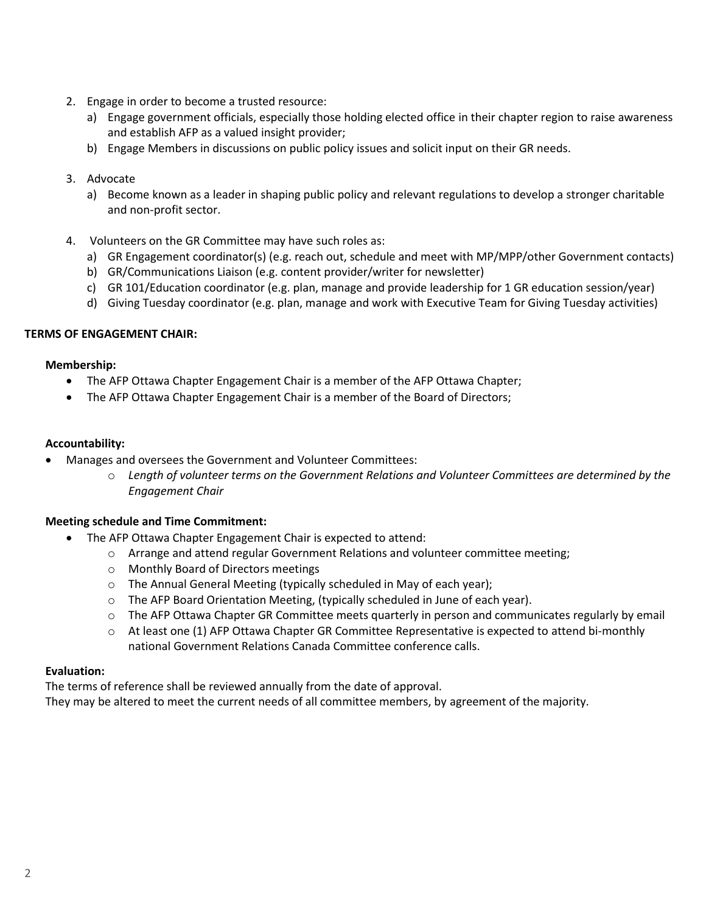2. Engage in order to become a trusted resource:
   a) Engage government officials, especially those holding elected office in their chapter region to raise awareness and establish AFP as a valued insight provider;
   b) Engage Members in discussions on public policy issues and solicit input on their GR needs.

3. Advocate
   a) Become known as a leader in shaping public policy and relevant regulations to develop a stronger charitable and non-profit sector.

4. Volunteers on the GR Committee may have such roles as:
   a) GR Engagement coordinator(s) (e.g. reach out, schedule and meet with MP/MPP/other Government contacts)
   b) GR/Communications Liaison (e.g. content provider/writer for newsletter)
   c) GR 101/Education coordinator (e.g. plan, manage and provide leadership for 1 GR education session/year)
   d) Giving Tuesday coordinator (e.g. plan, manage and work with Executive Team for Giving Tuesday activities)

**TERMS OF ENGAGEMENT CHAIR:**

**Membership:**

- The AFP Ottawa Chapter Engagement Chair is a member of the AFP Ottawa Chapter;
- The AFP Ottawa Chapter Engagement Chair is a member of the Board of Directors;

**Accountability:**

- Manages and oversees the Government and Volunteer Committees:
  - *Length of volunteer terms on the Government Relations and Volunteer Committees are determined by the Engagement Chair*

**Meeting schedule and Time Commitment:**

- The AFP Ottawa Chapter Engagement Chair is expected to attend:
  - Arrange and attend regular Government Relations and volunteer committee meeting;
  - Monthly Board of Directors meetings
  - The Annual General Meeting (typically scheduled in May of each year);
  - The AFP Board Orientation Meeting, (typically scheduled in June of each year).
  - The AFP Ottawa Chapter GR Committee meets quarterly in person and communicates regularly by email
  - At least one (1) AFP Ottawa Chapter GR Committee Representative is expected to attend bi-monthly national Government Relations Canada Committee conference calls.

**Evaluation:**

The terms of reference shall be reviewed annually from the date of approval.
They may be altered to meet the current needs of all committee members, by agreement of the majority.